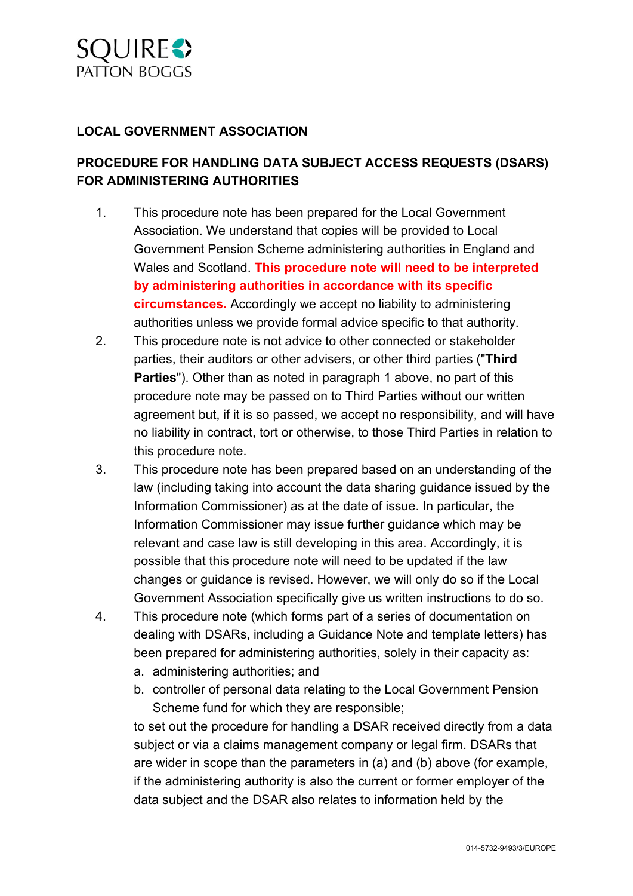SQUIRE PATTON BOGGS

**LOCAL GOVERNMENT ASSOCIATION**

**PROCEDURE FOR HANDLING DATA SUBJECT ACCESS REQUESTS (DSARS) FOR ADMINISTERING AUTHORITIES**

1. This procedure note has been prepared for the Local Government Association. We understand that copies will be provided to Local Government Pension Scheme administering authorities in England and Wales and Scotland. **This procedure note will need to be interpreted by administering authorities in accordance with its specific circumstances.** Accordingly we accept no liability to administering authorities unless we provide formal advice specific to that authority.
2. This procedure note is not advice to other connected or stakeholder parties, their auditors or other advisers, or other third parties ("**Third Parties**"). Other than as noted in paragraph 1 above, no part of this procedure note may be passed on to Third Parties without our written agreement but, if it is so passed, we accept no responsibility, and will have no liability in contract, tort or otherwise, to those Third Parties in relation to this procedure note.
3. This procedure note has been prepared based on an understanding of the law (including taking into account the data sharing guidance issued by the Information Commissioner) as at the date of issue. In particular, the Information Commissioner may issue further guidance which may be relevant and case law is still developing in this area. Accordingly, it is possible that this procedure note will need to be updated if the law changes or guidance is revised. However, we will only do so if the Local Government Association specifically give us written instructions to do so.
4. This procedure note (which forms part of a series of documentation on dealing with DSARs, including a Guidance Note and template letters) has been prepared for administering authorities, solely in their capacity as:
   a. administering authorities; and
   b. controller of personal data relating to the Local Government Pension Scheme fund for which they are responsible;

   to set out the procedure for handling a DSAR received directly from a data subject or via a claims management company or legal firm. DSARs that are wider in scope than the parameters in (a) and (b) above (for example, if the administering authority is also the current or former employer of the data subject and the DSAR also relates to information held by the

014-5732-9493/3/EUROPE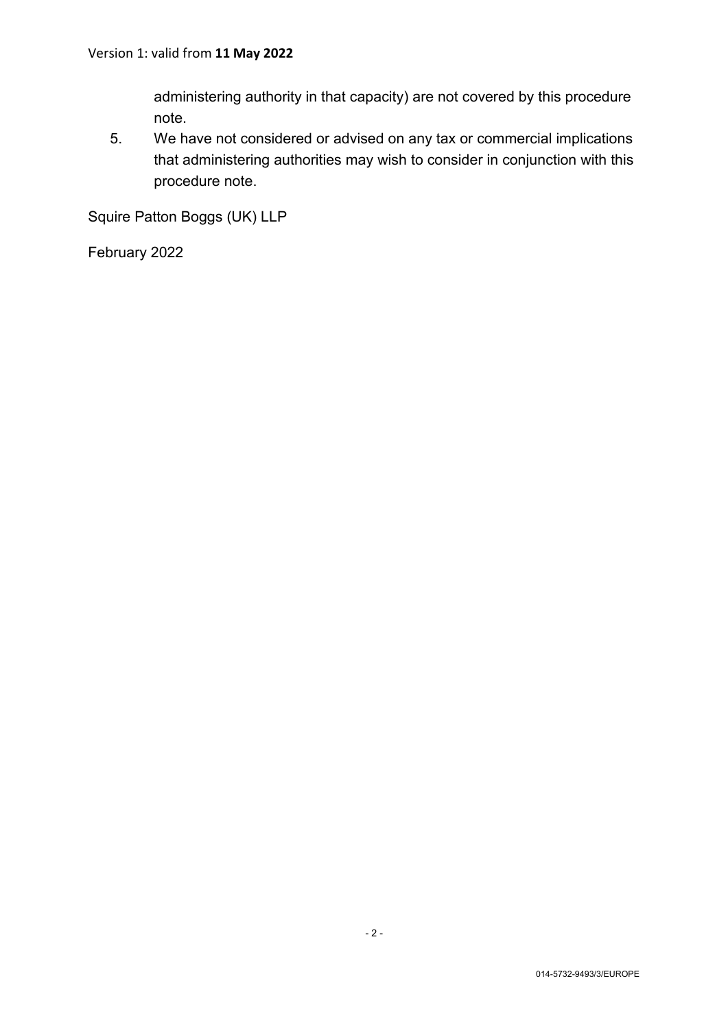administering authority in that capacity) are not covered by this procedure note.

5. We have not considered or advised on any tax or commercial implications that administering authorities may wish to consider in conjunction with this procedure note.

Squire Patton Boggs (UK) LLP

February 2022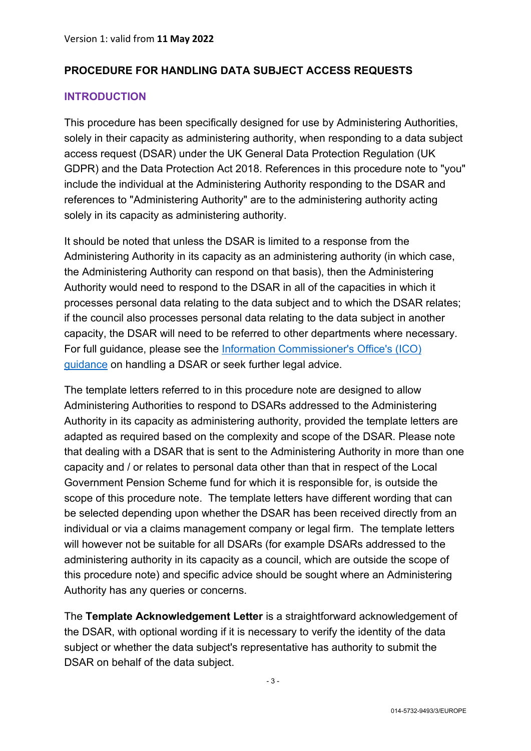Version 1: valid from **11 May 2022**

## PROCEDURE FOR HANDLING DATA SUBJECT ACCESS REQUESTS

### INTRODUCTION

This procedure has been specifically designed for use by Administering Authorities, solely in their capacity as administering authority, when responding to a data subject access request (DSAR) under the UK General Data Protection Regulation (UK GDPR) and the Data Protection Act 2018. References in this procedure note to "you" include the individual at the Administering Authority responding to the DSAR and references to "Administering Authority" are to the administering authority acting solely in its capacity as administering authority.

It should be noted that unless the DSAR is limited to a response from the Administering Authority in its capacity as an administering authority (in which case, the Administering Authority can respond on that basis), then the Administering Authority would need to respond to the DSAR in all of the capacities in which it processes personal data relating to the data subject and to which the DSAR relates; if the council also processes personal data relating to the data subject in another capacity, the DSAR will need to be referred to other departments where necessary. For full guidance, please see the Information Commissioner's Office's (ICO) guidance on handling a DSAR or seek further legal advice.

The template letters referred to in this procedure note are designed to allow Administering Authorities to respond to DSARs addressed to the Administering Authority in its capacity as administering authority, provided the template letters are adapted as required based on the complexity and scope of the DSAR. Please note that dealing with a DSAR that is sent to the Administering Authority in more than one capacity and / or relates to personal data other than that in respect of the Local Government Pension Scheme fund for which it is responsible for, is outside the scope of this procedure note. The template letters have different wording that can be selected depending upon whether the DSAR has been received directly from an individual or via a claims management company or legal firm. The template letters will however not be suitable for all DSARs (for example DSARs addressed to the administering authority in its capacity as a council, which are outside the scope of this procedure note) and specific advice should be sought where an Administering Authority has any queries or concerns.

The **Template Acknowledgement Letter** is a straightforward acknowledgement of the DSAR, with optional wording if it is necessary to verify the identity of the data subject or whether the data subject's representative has authority to submit the DSAR on behalf of the data subject.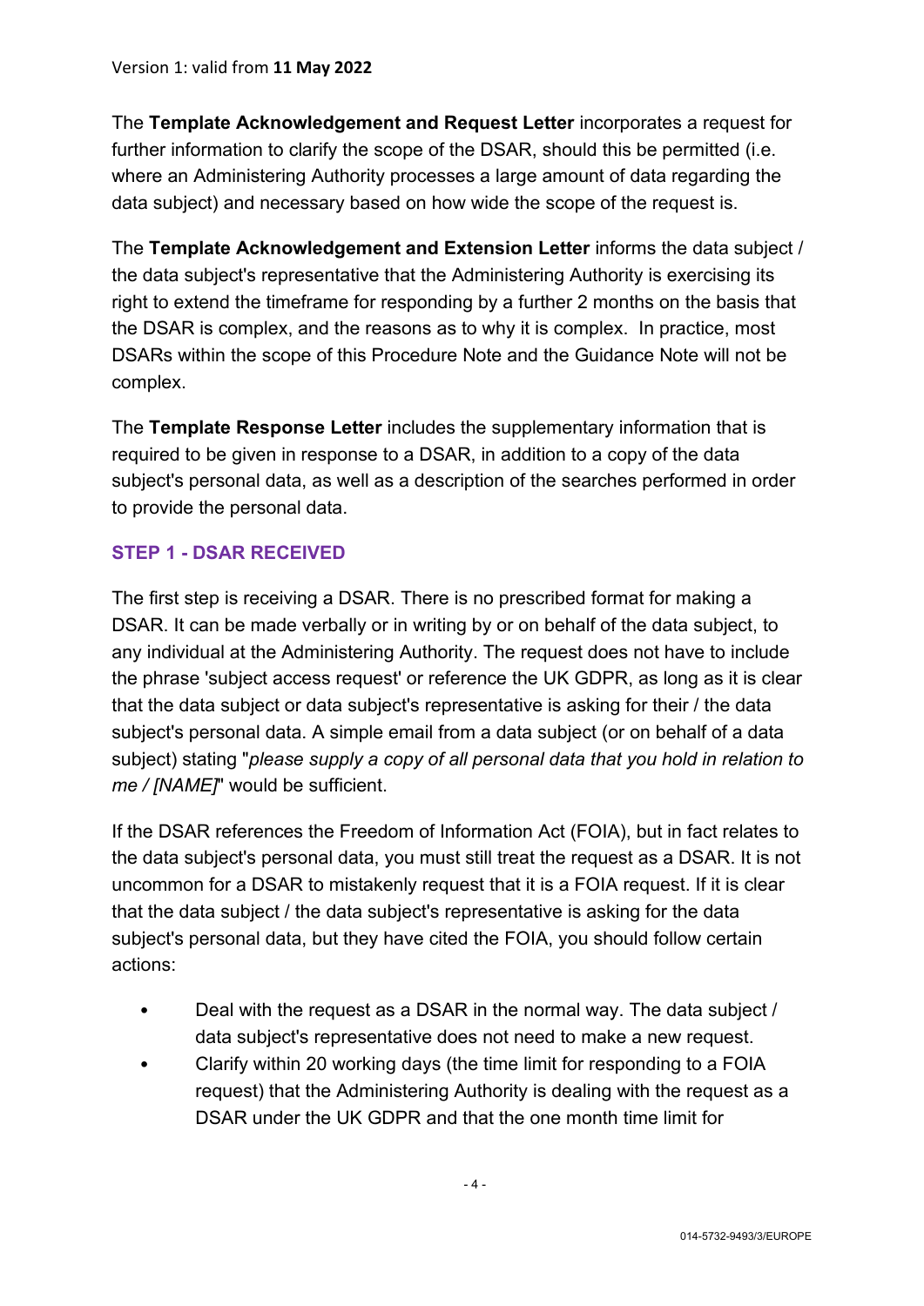Version 1: valid from **11 May 2022**

The **Template Acknowledgement and Request Letter** incorporates a request for further information to clarify the scope of the DSAR, should this be permitted (i.e. where an Administering Authority processes a large amount of data regarding the data subject) and necessary based on how wide the scope of the request is.

The **Template Acknowledgement and Extension Letter** informs the data subject / the data subject's representative that the Administering Authority is exercising its right to extend the timeframe for responding by a further 2 months on the basis that the DSAR is complex, and the reasons as to why it is complex. In practice, most DSARs within the scope of this Procedure Note and the Guidance Note will not be complex.

The **Template Response Letter** includes the supplementary information that is required to be given in response to a DSAR, in addition to a copy of the data subject's personal data, as well as a description of the searches performed in order to provide the personal data.

## STEP 1 - DSAR RECEIVED

The first step is receiving a DSAR. There is no prescribed format for making a DSAR. It can be made verbally or in writing by or on behalf of the data subject, to any individual at the Administering Authority. The request does not have to include the phrase 'subject access request' or reference the UK GDPR, as long as it is clear that the data subject or data subject's representative is asking for their / the data subject's personal data. A simple email from a data subject (or on behalf of a data subject) stating "*please supply a copy of all personal data that you hold in relation to me / [NAME]*" would be sufficient.

If the DSAR references the Freedom of Information Act (FOIA), but in fact relates to the data subject's personal data, you must still treat the request as a DSAR. It is not uncommon for a DSAR to mistakenly request that it is a FOIA request. If it is clear that the data subject / the data subject's representative is asking for the data subject's personal data, but they have cited the FOIA, you should follow certain actions:

- Deal with the request as a DSAR in the normal way. The data subject / data subject's representative does not need to make a new request.
- Clarify within 20 working days (the time limit for responding to a FOIA request) that the Administering Authority is dealing with the request as a DSAR under the UK GDPR and that the one month time limit for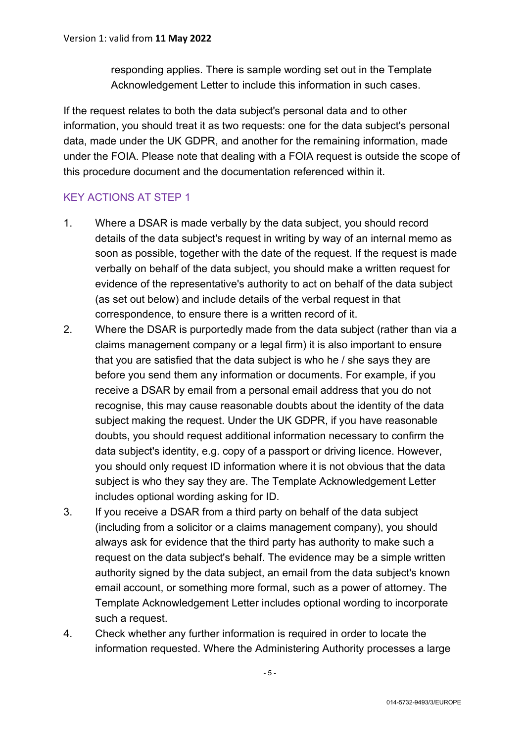responding applies. There is sample wording set out in the Template Acknowledgement Letter to include this information in such cases.

If the request relates to both the data subject's personal data and to other information, you should treat it as two requests: one for the data subject's personal data, made under the UK GDPR, and another for the remaining information, made under the FOIA. Please note that dealing with a FOIA request is outside the scope of this procedure document and the documentation referenced within it.

### KEY ACTIONS AT STEP 1

1. Where a DSAR is made verbally by the data subject, you should record details of the data subject's request in writing by way of an internal memo as soon as possible, together with the date of the request. If the request is made verbally on behalf of the data subject, you should make a written request for evidence of the representative's authority to act on behalf of the data subject (as set out below) and include details of the verbal request in that correspondence, to ensure there is a written record of it.
2. Where the DSAR is purportedly made from the data subject (rather than via a claims management company or a legal firm) it is also important to ensure that you are satisfied that the data subject is who he / she says they are before you send them any information or documents. For example, if you receive a DSAR by email from a personal email address that you do not recognise, this may cause reasonable doubts about the identity of the data subject making the request. Under the UK GDPR, if you have reasonable doubts, you should request additional information necessary to confirm the data subject's identity, e.g. copy of a passport or driving licence. However, you should only request ID information where it is not obvious that the data subject is who they say they are. The Template Acknowledgement Letter includes optional wording asking for ID.
3. If you receive a DSAR from a third party on behalf of the data subject (including from a solicitor or a claims management company), you should always ask for evidence that the third party has authority to make such a request on the data subject's behalf. The evidence may be a simple written authority signed by the data subject, an email from the data subject's known email account, or something more formal, such as a power of attorney. The Template Acknowledgement Letter includes optional wording to incorporate such a request.
4. Check whether any further information is required in order to locate the information requested. Where the Administering Authority processes a large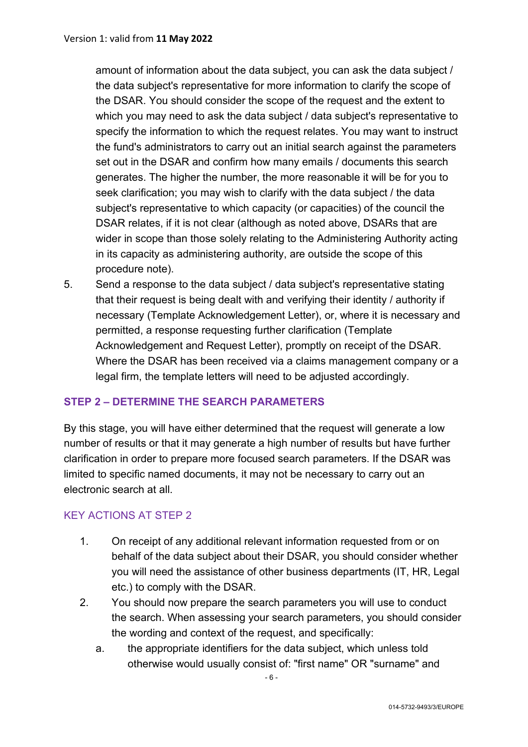amount of information about the data subject, you can ask the data subject / the data subject's representative for more information to clarify the scope of the DSAR. You should consider the scope of the request and the extent to which you may need to ask the data subject / data subject's representative to specify the information to which the request relates. You may want to instruct the fund's administrators to carry out an initial search against the parameters set out in the DSAR and confirm how many emails / documents this search generates. The higher the number, the more reasonable it will be for you to seek clarification; you may wish to clarify with the data subject / the data subject's representative to which capacity (or capacities) of the council the DSAR relates, if it is not clear (although as noted above, DSARs that are wider in scope than those solely relating to the Administering Authority acting in its capacity as administering authority, are outside the scope of this procedure note).

5. Send a response to the data subject / data subject's representative stating that their request is being dealt with and verifying their identity / authority if necessary (Template Acknowledgement Letter), or, where it is necessary and permitted, a response requesting further clarification (Template Acknowledgement and Request Letter), promptly on receipt of the DSAR. Where the DSAR has been received via a claims management company or a legal firm, the template letters will need to be adjusted accordingly.

## STEP 2 – DETERMINE THE SEARCH PARAMETERS

By this stage, you will have either determined that the request will generate a low number of results or that it may generate a high number of results but have further clarification in order to prepare more focused search parameters. If the DSAR was limited to specific named documents, it may not be necessary to carry out an electronic search at all.

### KEY ACTIONS AT STEP 2

1. On receipt of any additional relevant information requested from or on behalf of the data subject about their DSAR, you should consider whether you will need the assistance of other business departments (IT, HR, Legal etc.) to comply with the DSAR.
2. You should now prepare the search parameters you will use to conduct the search. When assessing your search parameters, you should consider the wording and context of the request, and specifically:
   a. the appropriate identifiers for the data subject, which unless told otherwise would usually consist of: "first name" OR "surname" and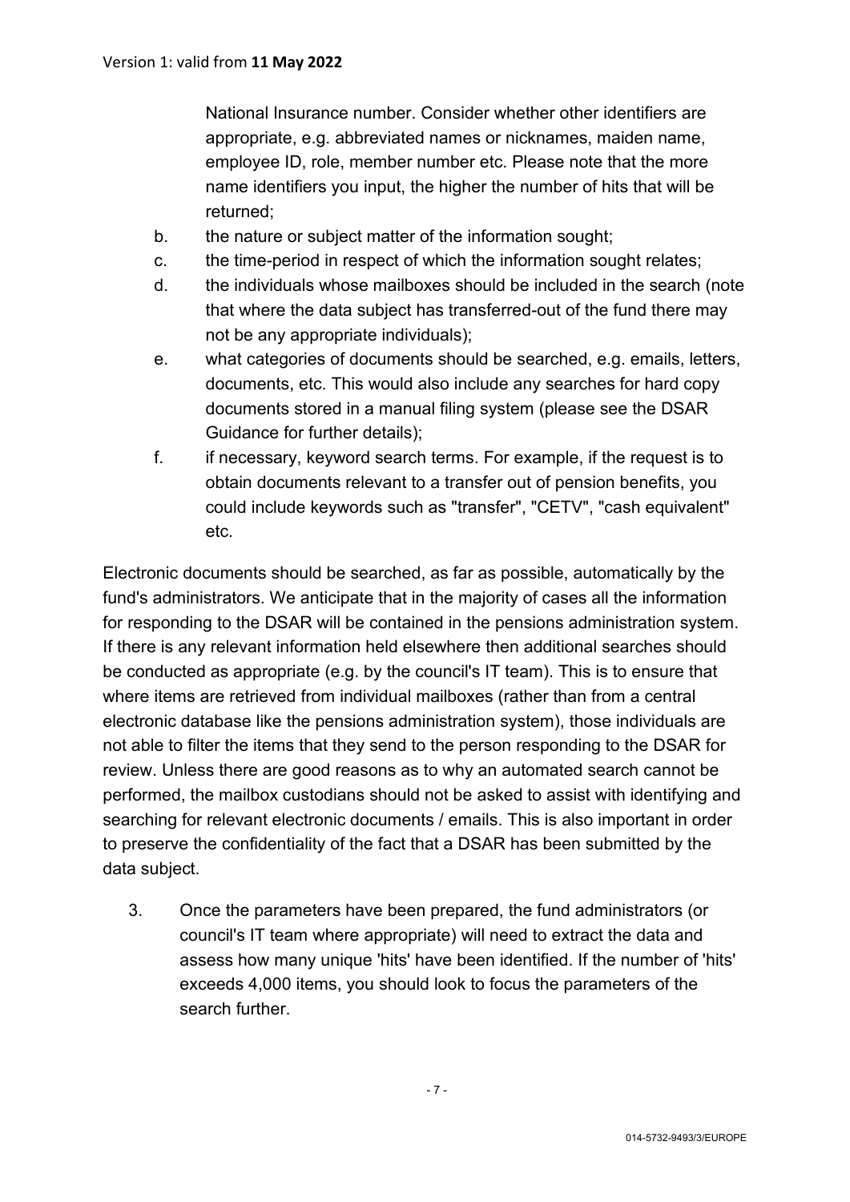National Insurance number. Consider whether other identifiers are appropriate, e.g. abbreviated names or nicknames, maiden name, employee ID, role, member number etc. Please note that the more name identifiers you input, the higher the number of hits that will be returned;

b. the nature or subject matter of the information sought;

c. the time-period in respect of which the information sought relates;

d. the individuals whose mailboxes should be included in the search (note that where the data subject has transferred-out of the fund there may not be any appropriate individuals);

e. what categories of documents should be searched, e.g. emails, letters, documents, etc. This would also include any searches for hard copy documents stored in a manual filing system (please see the DSAR Guidance for further details);

f. if necessary, keyword search terms. For example, if the request is to obtain documents relevant to a transfer out of pension benefits, you could include keywords such as "transfer", "CETV", "cash equivalent" etc.

Electronic documents should be searched, as far as possible, automatically by the fund's administrators. We anticipate that in the majority of cases all the information for responding to the DSAR will be contained in the pensions administration system. If there is any relevant information held elsewhere then additional searches should be conducted as appropriate (e.g. by the council's IT team). This is to ensure that where items are retrieved from individual mailboxes (rather than from a central electronic database like the pensions administration system), those individuals are not able to filter the items that they send to the person responding to the DSAR for review. Unless there are good reasons as to why an automated search cannot be performed, the mailbox custodians should not be asked to assist with identifying and searching for relevant electronic documents / emails. This is also important in order to preserve the confidentiality of the fact that a DSAR has been submitted by the data subject.

3. Once the parameters have been prepared, the fund administrators (or council's IT team where appropriate) will need to extract the data and assess how many unique 'hits' have been identified. If the number of 'hits' exceeds 4,000 items, you should look to focus the parameters of the search further.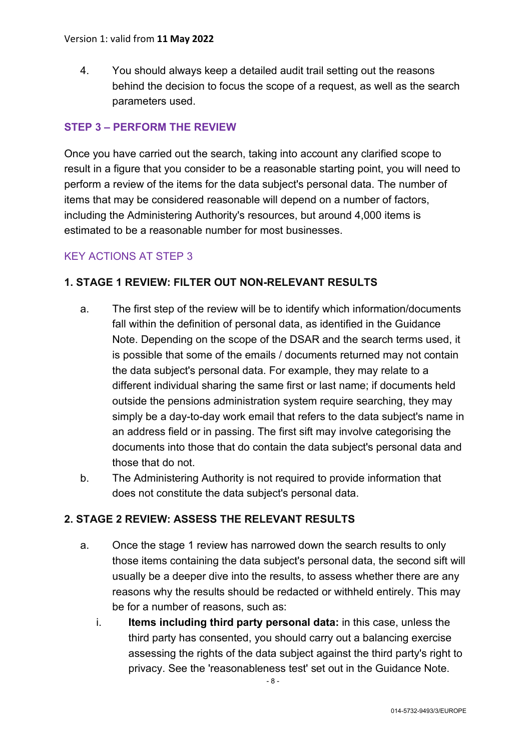4. You should always keep a detailed audit trail setting out the reasons behind the decision to focus the scope of a request, as well as the search parameters used.

## STEP 3 – PERFORM THE REVIEW

Once you have carried out the search, taking into account any clarified scope to result in a figure that you consider to be a reasonable starting point, you will need to perform a review of the items for the data subject's personal data. The number of items that may be considered reasonable will depend on a number of factors, including the Administering Authority's resources, but around 4,000 items is estimated to be a reasonable number for most businesses.

### KEY ACTIONS AT STEP 3

**1. STAGE 1 REVIEW: FILTER OUT NON-RELEVANT RESULTS**

a. The first step of the review will be to identify which information/documents fall within the definition of personal data, as identified in the Guidance Note. Depending on the scope of the DSAR and the search terms used, it is possible that some of the emails / documents returned may not contain the data subject's personal data. For example, they may relate to a different individual sharing the same first or last name; if documents held outside the pensions administration system require searching, they may simply be a day-to-day work email that refers to the data subject's name in an address field or in passing. The first sift may involve categorising the documents into those that do contain the data subject's personal data and those that do not.

b. The Administering Authority is not required to provide information that does not constitute the data subject's personal data.

**2. STAGE 2 REVIEW: ASSESS THE RELEVANT RESULTS**

a. Once the stage 1 review has narrowed down the search results to only those items containing the data subject's personal data, the second sift will usually be a deeper dive into the results, to assess whether there are any reasons why the results should be redacted or withheld entirely. This may be for a number of reasons, such as:

   i. **Items including third party personal data:** in this case, unless the third party has consented, you should carry out a balancing exercise assessing the rights of the data subject against the third party's right to privacy. See the 'reasonableness test' set out in the Guidance Note.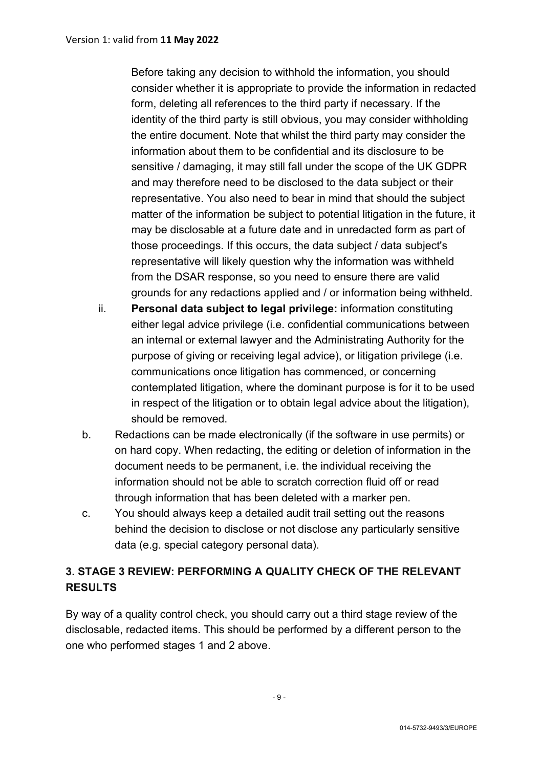Before taking any decision to withhold the information, you should consider whether it is appropriate to provide the information in redacted form, deleting all references to the third party if necessary. If the identity of the third party is still obvious, you may consider withholding the entire document. Note that whilst the third party may consider the information about them to be confidential and its disclosure to be sensitive / damaging, it may still fall under the scope of the UK GDPR and may therefore need to be disclosed to the data subject or their representative. You also need to bear in mind that should the subject matter of the information be subject to potential litigation in the future, it may be disclosable at a future date and in unredacted form as part of those proceedings. If this occurs, the data subject / data subject's representative will likely question why the information was withheld from the DSAR response, so you need to ensure there are valid grounds for any redactions applied and / or information being withheld.

ii. **Personal data subject to legal privilege:** information constituting either legal advice privilege (i.e. confidential communications between an internal or external lawyer and the Administrating Authority for the purpose of giving or receiving legal advice), or litigation privilege (i.e. communications once litigation has commenced, or concerning contemplated litigation, where the dominant purpose is for it to be used in respect of the litigation or to obtain legal advice about the litigation), should be removed.

b. Redactions can be made electronically (if the software in use permits) or on hard copy. When redacting, the editing or deletion of information in the document needs to be permanent, i.e. the individual receiving the information should not be able to scratch correction fluid off or read through information that has been deleted with a marker pen.

c. You should always keep a detailed audit trail setting out the reasons behind the decision to disclose or not disclose any particularly sensitive data (e.g. special category personal data).

## 3. STAGE 3 REVIEW: PERFORMING A QUALITY CHECK OF THE RELEVANT RESULTS

By way of a quality control check, you should carry out a third stage review of the disclosable, redacted items. This should be performed by a different person to the one who performed stages 1 and 2 above.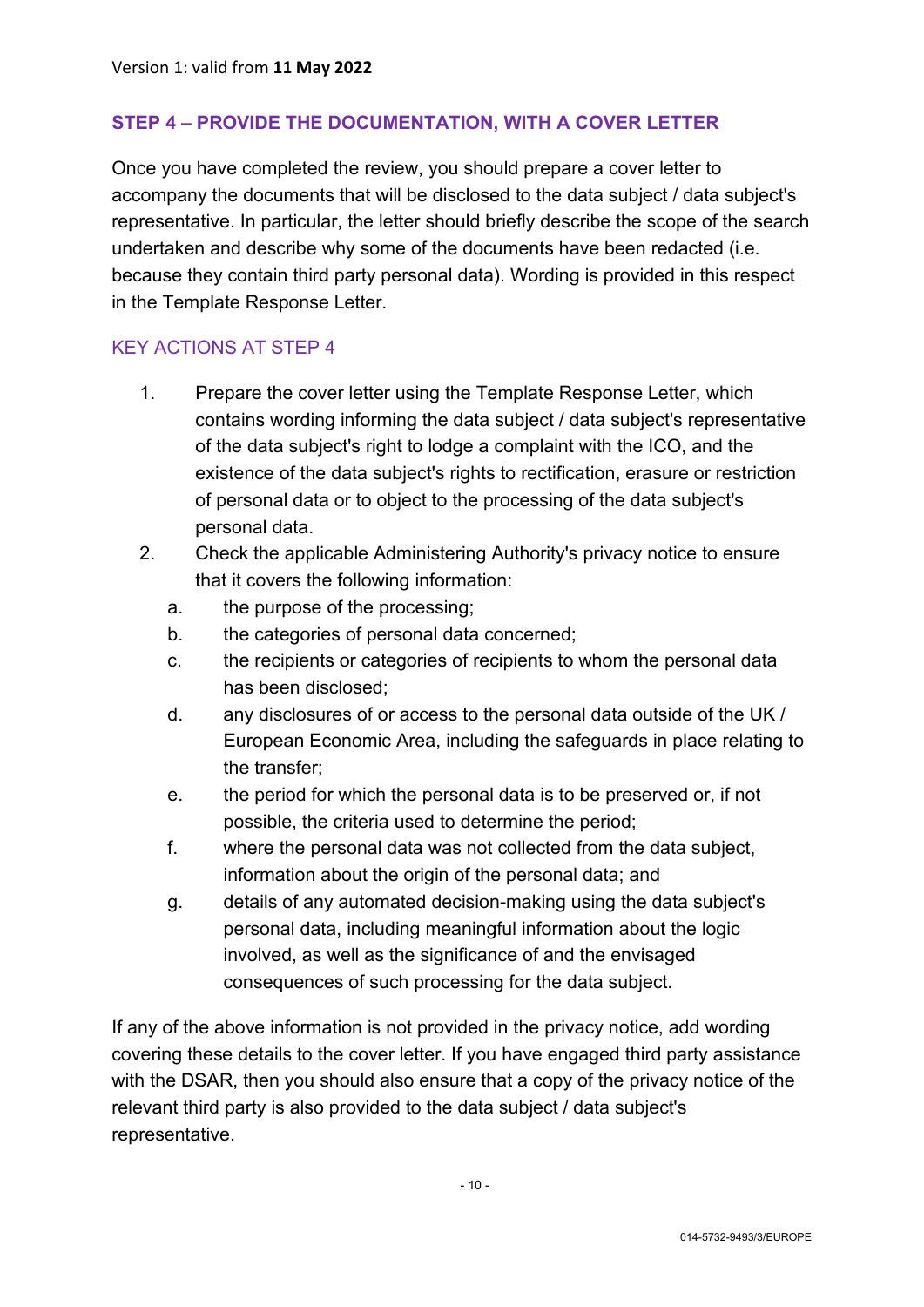Version 1: valid from **11 May 2022**

## STEP 4 – PROVIDE THE DOCUMENTATION, WITH A COVER LETTER

Once you have completed the review, you should prepare a cover letter to accompany the documents that will be disclosed to the data subject / data subject's representative. In particular, the letter should briefly describe the scope of the search undertaken and describe why some of the documents have been redacted (i.e. because they contain third party personal data). Wording is provided in this respect in the Template Response Letter.

### KEY ACTIONS AT STEP 4

1. Prepare the cover letter using the Template Response Letter, which contains wording informing the data subject / data subject's representative of the data subject's right to lodge a complaint with the ICO, and the existence of the data subject's rights to rectification, erasure or restriction of personal data or to object to the processing of the data subject's personal data.
2. Check the applicable Administering Authority's privacy notice to ensure that it covers the following information:
   a. the purpose of the processing;
   b. the categories of personal data concerned;
   c. the recipients or categories of recipients to whom the personal data has been disclosed;
   d. any disclosures of or access to the personal data outside of the UK / European Economic Area, including the safeguards in place relating to the transfer;
   e. the period for which the personal data is to be preserved or, if not possible, the criteria used to determine the period;
   f. where the personal data was not collected from the data subject, information about the origin of the personal data; and
   g. details of any automated decision-making using the data subject's personal data, including meaningful information about the logic involved, as well as the significance of and the envisaged consequences of such processing for the data subject.

If any of the above information is not provided in the privacy notice, add wording covering these details to the cover letter. If you have engaged third party assistance with the DSAR, then you should also ensure that a copy of the privacy notice of the relevant third party is also provided to the data subject / data subject's representative.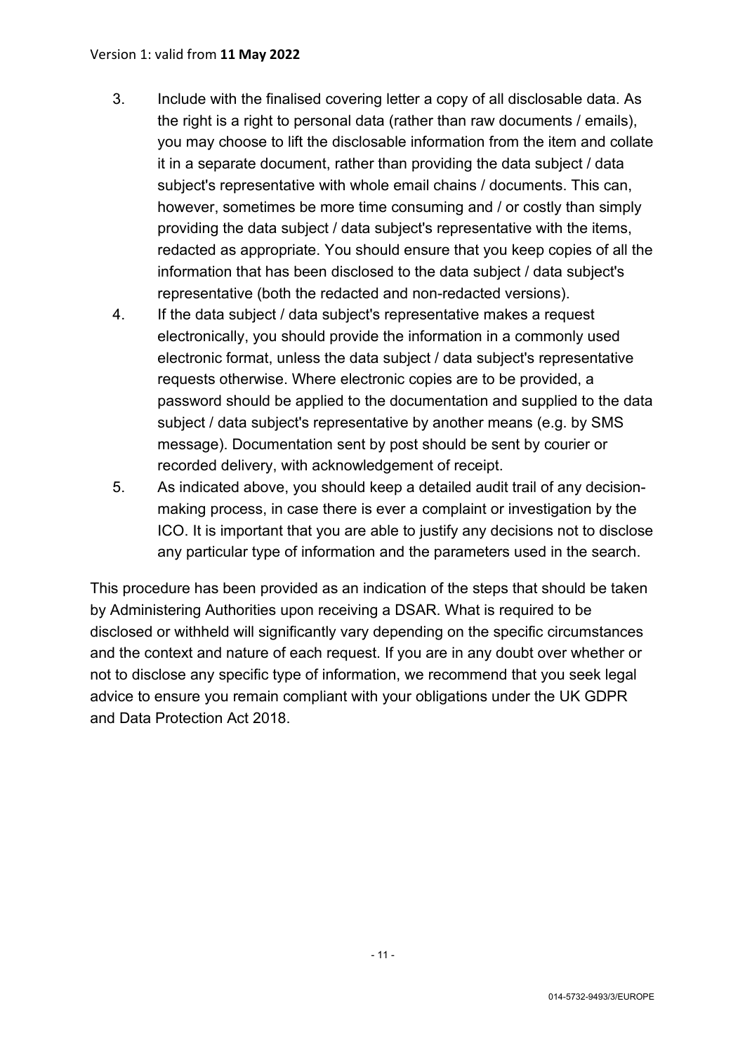3. Include with the finalised covering letter a copy of all disclosable data. As the right is a right to personal data (rather than raw documents / emails), you may choose to lift the disclosable information from the item and collate it in a separate document, rather than providing the data subject / data subject's representative with whole email chains / documents. This can, however, sometimes be more time consuming and / or costly than simply providing the data subject / data subject's representative with the items, redacted as appropriate. You should ensure that you keep copies of all the information that has been disclosed to the data subject / data subject's representative (both the redacted and non-redacted versions).
4. If the data subject / data subject's representative makes a request electronically, you should provide the information in a commonly used electronic format, unless the data subject / data subject's representative requests otherwise. Where electronic copies are to be provided, a password should be applied to the documentation and supplied to the data subject / data subject's representative by another means (e.g. by SMS message). Documentation sent by post should be sent by courier or recorded delivery, with acknowledgement of receipt.
5. As indicated above, you should keep a detailed audit trail of any decision-making process, in case there is ever a complaint or investigation by the ICO. It is important that you are able to justify any decisions not to disclose any particular type of information and the parameters used in the search.

This procedure has been provided as an indication of the steps that should be taken by Administering Authorities upon receiving a DSAR. What is required to be disclosed or withheld will significantly vary depending on the specific circumstances and the context and nature of each request. If you are in any doubt over whether or not to disclose any specific type of information, we recommend that you seek legal advice to ensure you remain compliant with your obligations under the UK GDPR and Data Protection Act 2018.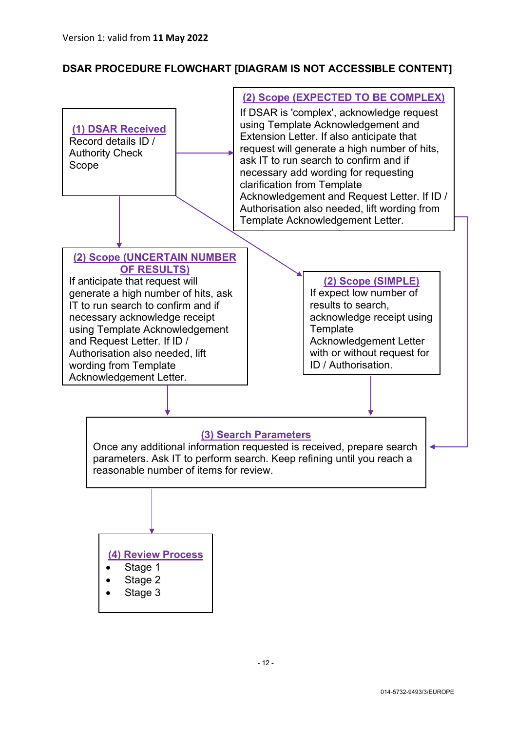Version 1: valid from **11 May 2022**

**DSAR PROCEDURE FLOWCHART [DIAGRAM IS NOT ACCESSIBLE CONTENT]**

**(1) DSAR Received**
Record details ID / Authority Check
Scope

**(2) Scope (EXPECTED TO BE COMPLEX)**
If DSAR is 'complex', acknowledge request using Template Acknowledgement and Extension Letter. If also anticipate that request will generate a high number of hits, ask IT to run search to confirm and if necessary add wording for requesting clarification from Template Acknowledgement and Request Letter. If ID / Authorisation also needed, lift wording from Template Acknowledgement Letter.

**(2) Scope (UNCERTAIN NUMBER OF RESULTS)**
If anticipate that request will generate a high number of hits, ask IT to run search to confirm and if necessary acknowledge receipt using Template Acknowledgement and Request Letter. If ID / Authorisation also needed, lift wording from Template Acknowledgement Letter.

**(2) Scope (SIMPLE)**
If expect low number of results to search, acknowledge receipt using Template Acknowledgement Letter with or without request for ID / Authorisation.

**(3) Search Parameters**
Once any additional information requested is received, prepare search parameters. Ask IT to perform search. Keep refining until you reach a reasonable number of items for review.

**(4) Review Process**

- Stage 1
- Stage 2
- Stage 3

014-5732-9493/3/EUROPE